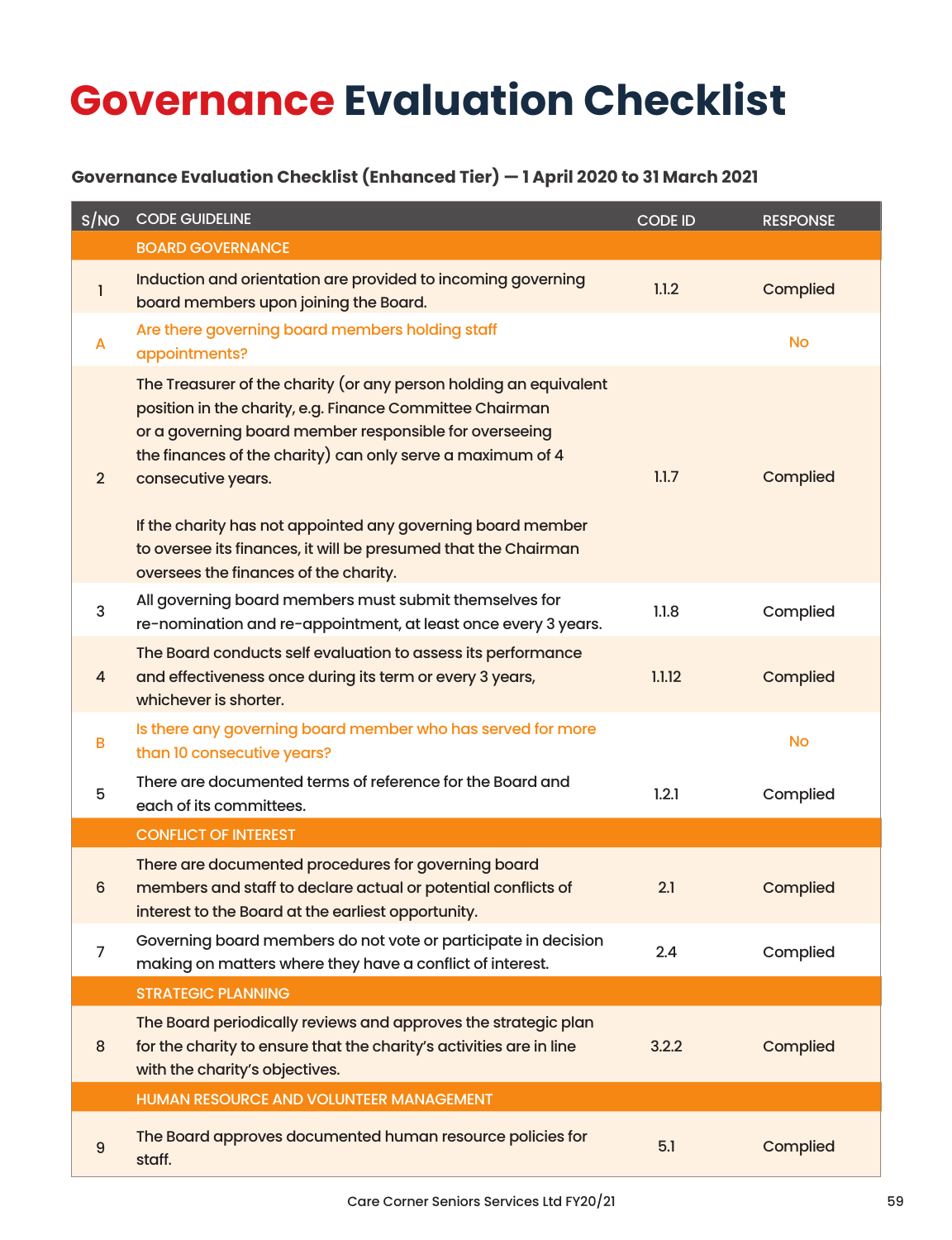# Governance Evaluation Checklist

### Governance Evaluation Checklist (Enhanced Tier) — 1 April 2020 to 31 March 2021

| S/NO | CODE GUIDELINE | CODE ID | RESPONSE |
|---|---|---|---|
| | BOARD GOVERNANCE | | |
| 1 | Induction and orientation are provided to incoming governing board members upon joining the Board. | 1.1.2 | Complied |
| A | Are there governing board members holding staff appointments? | | No |
| 2 | The Treasurer of the charity (or any person holding an equivalent position in the charity, e.g. Finance Committee Chairman or a governing board member responsible for overseeing the finances of the charity) can only serve a maximum of 4 consecutive years.<br><br>If the charity has not appointed any governing board member to oversee its finances, it will be presumed that the Chairman oversees the finances of the charity. | 1.1.7 | Complied |
| 3 | All governing board members must submit themselves for re-nomination and re-appointment, at least once every 3 years. | 1.1.8 | Complied |
| 4 | The Board conducts self evaluation to assess its performance and effectiveness once during its term or every 3 years, whichever is shorter. | 1.1.12 | Complied |
| B | Is there any governing board member who has served for more than 10 consecutive years? | | No |
| 5 | There are documented terms of reference for the Board and each of its committees. | 1.2.1 | Complied |
| | CONFLICT OF INTEREST | | |
| 6 | There are documented procedures for governing board members and staff to declare actual or potential conflicts of interest to the Board at the earliest opportunity. | 2.1 | Complied |
| 7 | Governing board members do not vote or participate in decision making on matters where they have a conflict of interest. | 2.4 | Complied |
| | STRATEGIC PLANNING | | |
| 8 | The Board periodically reviews and approves the strategic plan for the charity to ensure that the charity's activities are in line with the charity's objectives. | 3.2.2 | Complied |
| | HUMAN RESOURCE AND VOLUNTEER MANAGEMENT | | |
| 9 | The Board approves documented human resource policies for staff. | 5.1 | Complied |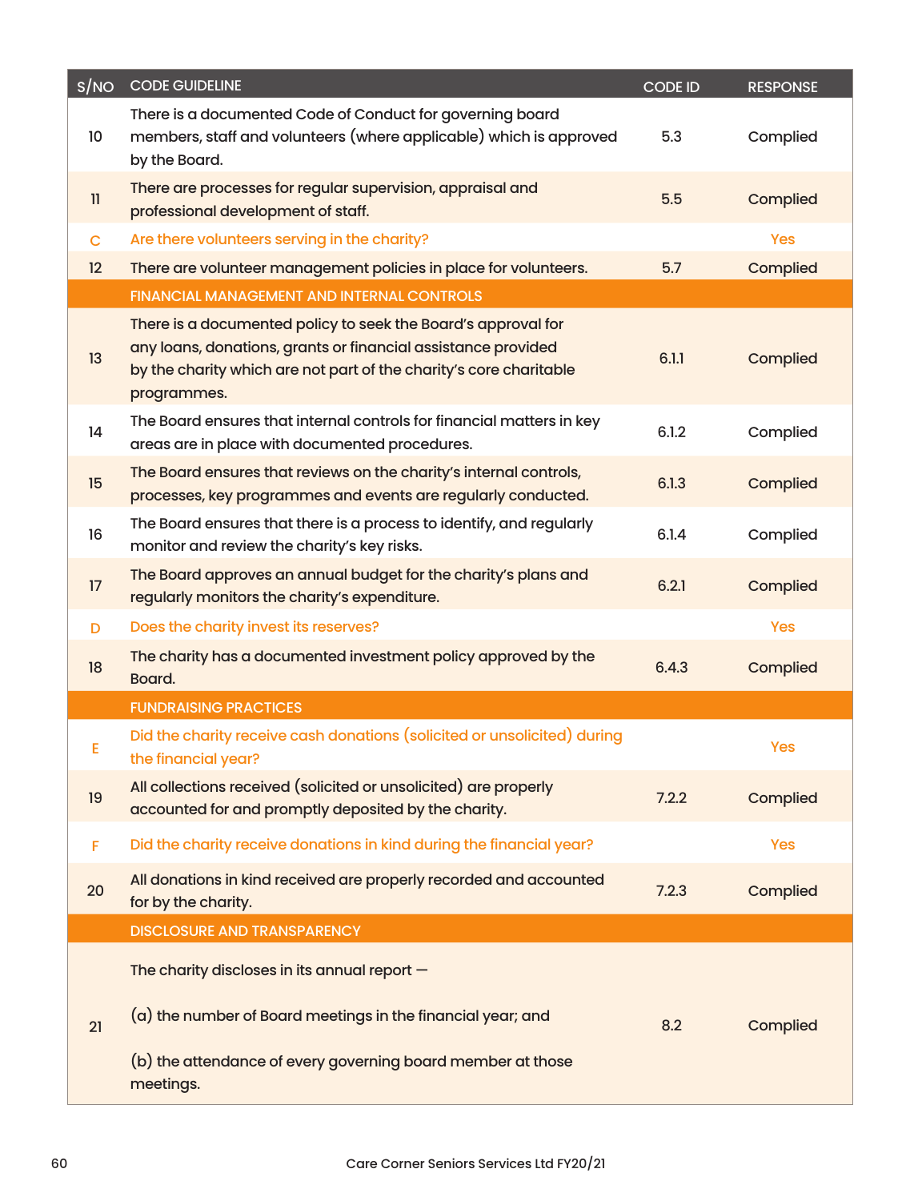| S/NO | CODE GUIDELINE | CODE ID | RESPONSE |
| --- | --- | --- | --- |
| 10 | There is a documented Code of Conduct for governing board members, staff and volunteers (where applicable) which is approved by the Board. | 5.3 | Complied |
| 11 | There are processes for regular supervision, appraisal and professional development of staff. | 5.5 | Complied |
| C | Are there volunteers serving in the charity? | | Yes |
| 12 | There are volunteer management policies in place for volunteers. | 5.7 | Complied |
| | FINANCIAL MANAGEMENT AND INTERNAL CONTROLS | | |
| 13 | There is a documented policy to seek the Board's approval for any loans, donations, grants or financial assistance provided by the charity which are not part of the charity's core charitable programmes. | 6.1.1 | Complied |
| 14 | The Board ensures that internal controls for financial matters in key areas are in place with documented procedures. | 6.1.2 | Complied |
| 15 | The Board ensures that reviews on the charity's internal controls, processes, key programmes and events are regularly conducted. | 6.1.3 | Complied |
| 16 | The Board ensures that there is a process to identify, and regularly monitor and review the charity's key risks. | 6.1.4 | Complied |
| 17 | The Board approves an annual budget for the charity's plans and regularly monitors the charity's expenditure. | 6.2.1 | Complied |
| D | Does the charity invest its reserves? | | Yes |
| 18 | The charity has a documented investment policy approved by the Board. | 6.4.3 | Complied |
| | FUNDRAISING PRACTICES | | |
| E | Did the charity receive cash donations (solicited or unsolicited) during the financial year? | | Yes |
| 19 | All collections received (solicited or unsolicited) are properly accounted for and promptly deposited by the charity. | 7.2.2 | Complied |
| F | Did the charity receive donations in kind during the financial year? | | Yes |
| 20 | All donations in kind received are properly recorded and accounted for by the charity. | 7.2.3 | Complied |
| | DISCLOSURE AND TRANSPARENCY | | |
| 21 | The charity discloses in its annual report — (a) the number of Board meetings in the financial year; and (b) the attendance of every governing board member at those meetings. | 8.2 | Complied |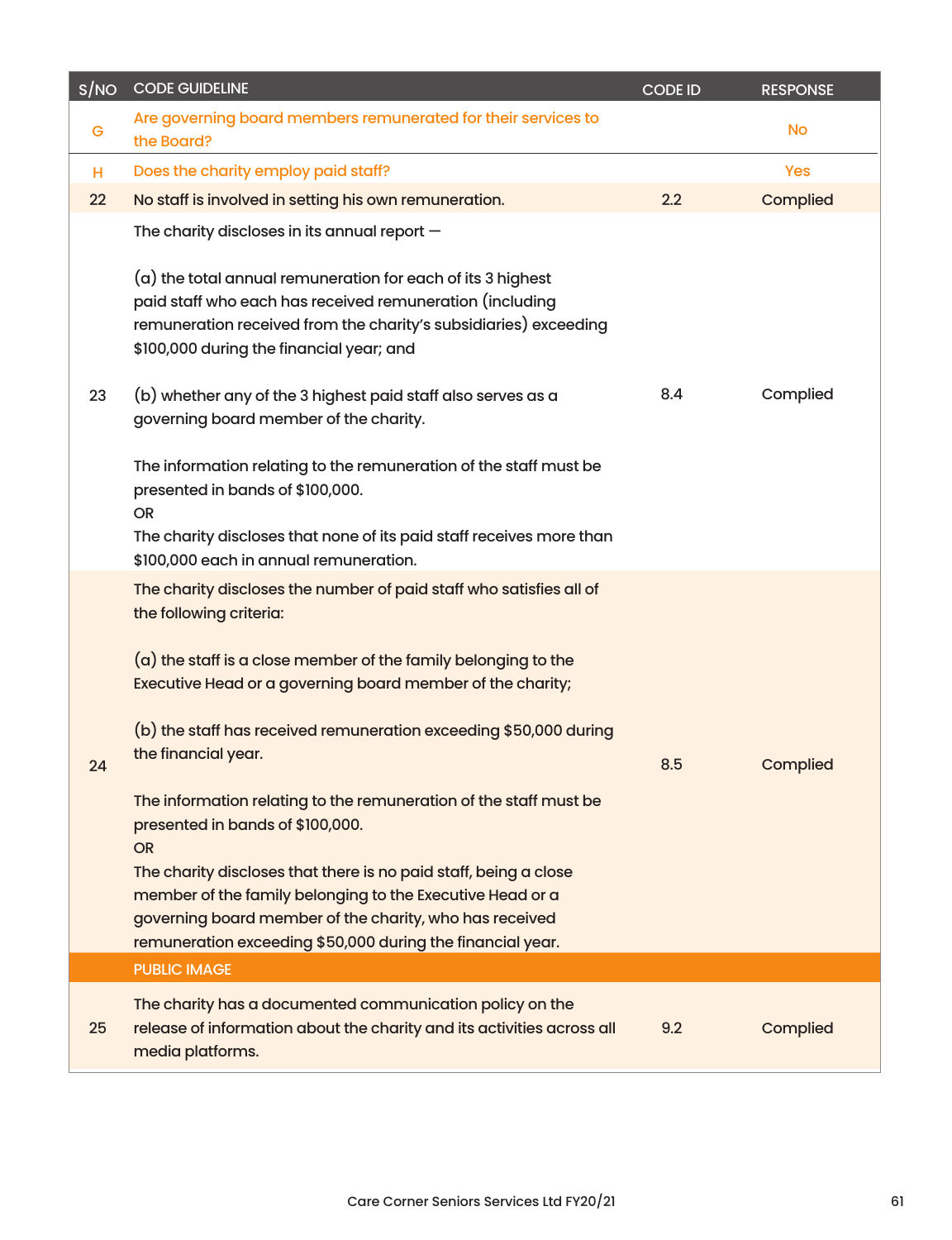| S/NO | CODE GUIDELINE | CODE ID | RESPONSE |
| --- | --- | --- | --- |
| G | Are governing board members remunerated for their services to the Board? | | No |
| H | Does the charity employ paid staff? | | Yes |
| 22 | No staff is involved in setting his own remuneration. | 2.2 | Complied |
| 23 | The charity discloses in its annual report —<br><br>(a) the total annual remuneration for each of its 3 highest paid staff who each has received remuneration (including remuneration received from the charity's subsidiaries) exceeding $100,000 during the financial year; and<br><br>(b) whether any of the 3 highest paid staff also serves as a governing board member of the charity.<br><br>The information relating to the remuneration of the staff must be presented in bands of $100,000.<br>OR<br>The charity discloses that none of its paid staff receives more than $100,000 each in annual remuneration. | 8.4 | Complied |
| 24 | The charity discloses the number of paid staff who satisfies all of the following criteria:<br><br>(a) the staff is a close member of the family belonging to the Executive Head or a governing board member of the charity;<br><br>(b) the staff has received remuneration exceeding $50,000 during the financial year.<br><br>The information relating to the remuneration of the staff must be presented in bands of $100,000.<br>OR<br>The charity discloses that there is no paid staff, being a close member of the family belonging to the Executive Head or a governing board member of the charity, who has received remuneration exceeding $50,000 during the financial year. | 8.5 | Complied |
| | PUBLIC IMAGE | | |
| 25 | The charity has a documented communication policy on the release of information about the charity and its activities across all media platforms. | 9.2 | Complied |